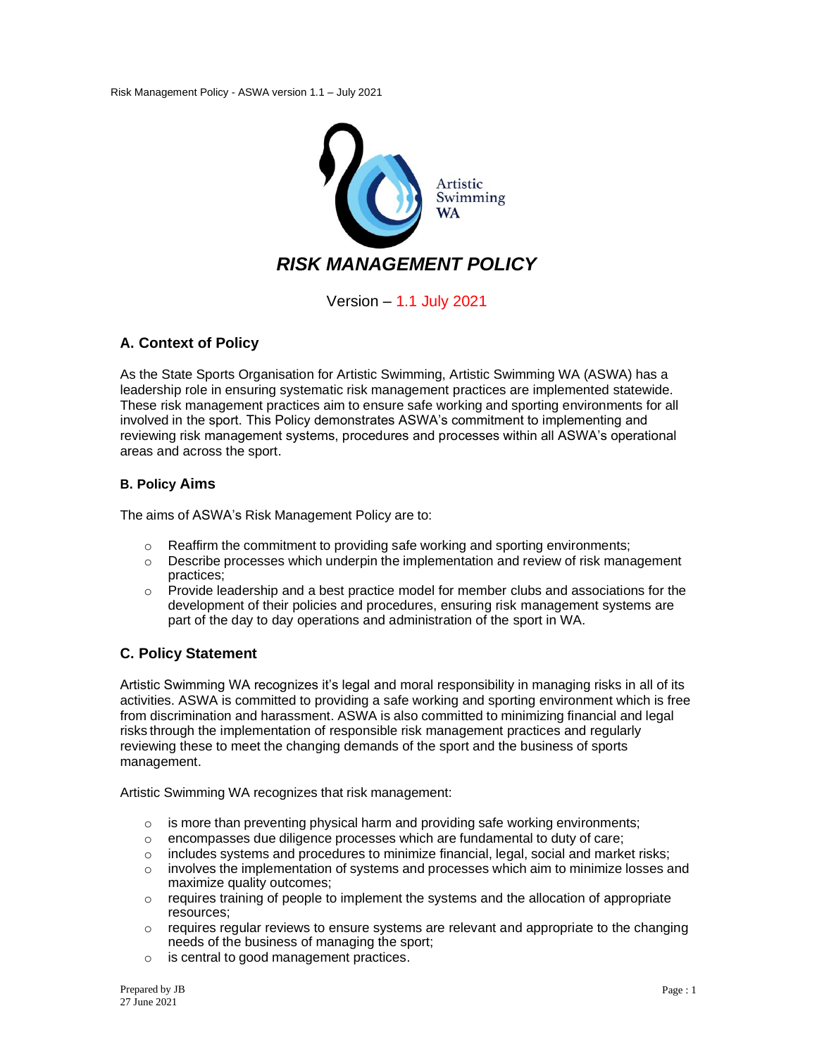# *RISK MANAGEMENT POLICY*

Version – 1.1 July 2021

## A. Context of Policy

As the State Sports Organisation for Artistic Swimming, Artistic Swimming WA (ASWA) has a leadership role in ensuring systematic risk management practices are implemented statewide. These risk management practices aim to ensure safe working and sporting environments for all involved in the sport. This Policy demonstrates ASWA's commitment to implementing and reviewing risk management systems, procedures and processes within all ASWA's operational areas and across the sport.

### B. Policy Aims

The aims of ASWA's Risk Management Policy are to:

- Reaffirm the commitment to providing safe working and sporting environments;
- Describe processes which underpin the implementation and review of risk management practices;
- Provide leadership and a best practice model for member clubs and associations for the development of their policies and procedures, ensuring risk management systems are part of the day to day operations and administration of the sport in WA.

## C. Policy Statement

Artistic Swimming WA recognizes it's legal and moral responsibility in managing risks in all of its activities. ASWA is committed to providing a safe working and sporting environment which is free from discrimination and harassment. ASWA is also committed to minimizing financial and legal risks through the implementation of responsible risk management practices and regularly reviewing these to meet the changing demands of the sport and the business of sports management.

Artistic Swimming WA recognizes that risk management:

- is more than preventing physical harm and providing safe working environments;
- encompasses due diligence processes which are fundamental to duty of care;
- includes systems and procedures to minimize financial, legal, social and market risks;
- involves the implementation of systems and processes which aim to minimize losses and maximize quality outcomes;
- requires training of people to implement the systems and the allocation of appropriate resources;
- requires regular reviews to ensure systems are relevant and appropriate to the changing needs of the business of managing the sport;
- is central to good management practices.

Prepared by JB
27 June 2021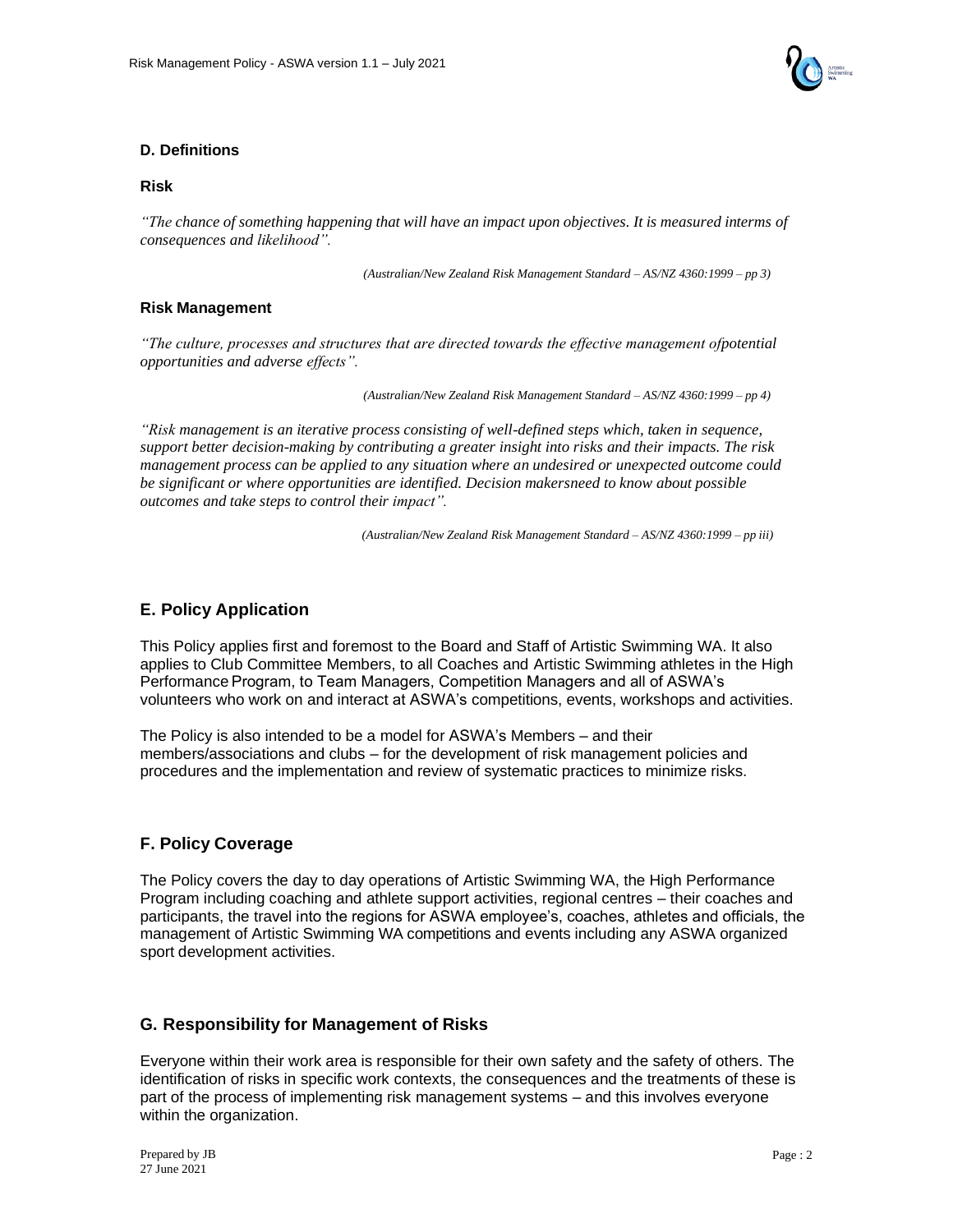### D. Definitions

#### Risk

*"The chance of something happening that will have an impact upon objectives. It is measured interms of consequences and likelihood".*

*(Australian/New Zealand Risk Management Standard – AS/NZ 4360:1999 – pp 3)*

#### Risk Management

*"The culture, processes and structures that are directed towards the effective management ofpotential opportunities and adverse effects".*

*(Australian/New Zealand Risk Management Standard – AS/NZ 4360:1999 – pp 4)*

*"Risk management is an iterative process consisting of well-defined steps which, taken in sequence, support better decision-making by contributing a greater insight into risks and their impacts. The risk management process can be applied to any situation where an undesired or unexpected outcome could be significant or where opportunities are identified. Decision makersneed to know about possible outcomes and take steps to control their impact".*

*(Australian/New Zealand Risk Management Standard – AS/NZ 4360:1999 – pp iii)*

## E. Policy Application

This Policy applies first and foremost to the Board and Staff of Artistic Swimming WA. It also applies to Club Committee Members, to all Coaches and Artistic Swimming athletes in the High Performance Program, to Team Managers, Competition Managers and all of ASWA's volunteers who work on and interact at ASWA's competitions, events, workshops and activities.

The Policy is also intended to be a model for ASWA's Members – and their members/associations and clubs – for the development of risk management policies and procedures and the implementation and review of systematic practices to minimize risks.

## F. Policy Coverage

The Policy covers the day to day operations of Artistic Swimming WA, the High Performance Program including coaching and athlete support activities, regional centres – their coaches and participants, the travel into the regions for ASWA employee's, coaches, athletes and officials, the management of Artistic Swimming WA competitions and events including any ASWA organized sport development activities.

## G. Responsibility for Management of Risks

Everyone within their work area is responsible for their own safety and the safety of others. The identification of risks in specific work contexts, the consequences and the treatments of these is part of the process of implementing risk management systems – and this involves everyone within the organization.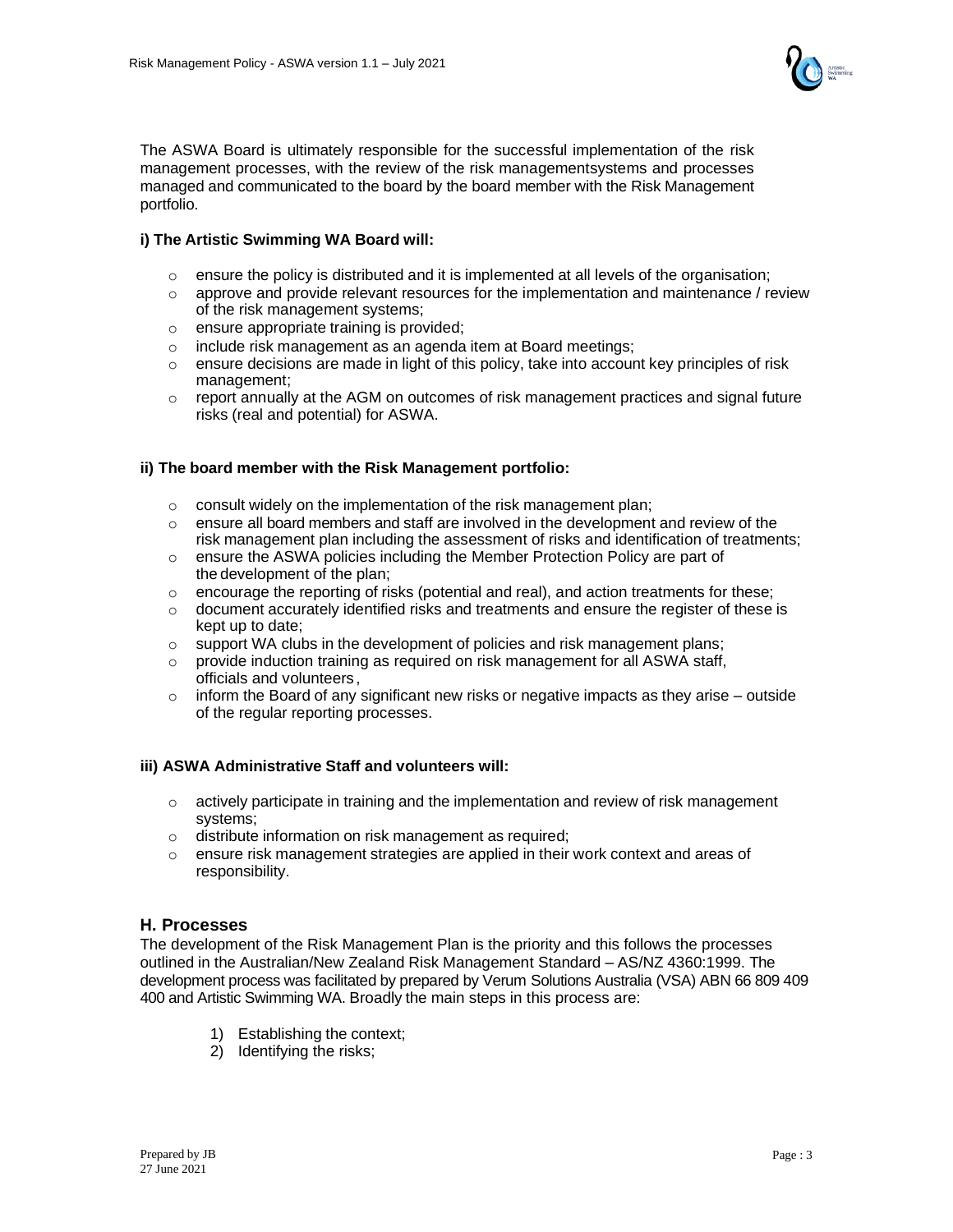The ASWA Board is ultimately responsible for the successful implementation of the risk management processes, with the review of the risk managementsystems and processes managed and communicated to the board by the board member with the Risk Management portfolio.

**i) The Artistic Swimming WA Board will:**

- ensure the policy is distributed and it is implemented at all levels of the organisation;
- approve and provide relevant resources for the implementation and maintenance / review of the risk management systems;
- ensure appropriate training is provided;
- include risk management as an agenda item at Board meetings;
- ensure decisions are made in light of this policy, take into account key principles of risk management;
- report annually at the AGM on outcomes of risk management practices and signal future risks (real and potential) for ASWA.

**ii) The board member with the Risk Management portfolio:**

- consult widely on the implementation of the risk management plan;
- ensure all board members and staff are involved in the development and review of the risk management plan including the assessment of risks and identification of treatments;
- ensure the ASWA policies including the Member Protection Policy are part of the development of the plan;
- encourage the reporting of risks (potential and real), and action treatments for these;
- document accurately identified risks and treatments and ensure the register of these is kept up to date;
- support WA clubs in the development of policies and risk management plans;
- provide induction training as required on risk management for all ASWA staff, officials and volunteers ,
- inform the Board of any significant new risks or negative impacts as they arise – outside of the regular reporting processes.

**iii) ASWA Administrative Staff and volunteers will:**

- actively participate in training and the implementation and review of risk management systems;
- distribute information on risk management as required;
- ensure risk management strategies are applied in their work context and areas of responsibility.

## H. Processes

The development of the Risk Management Plan is the priority and this follows the processes outlined in the Australian/New Zealand Risk Management Standard – AS/NZ 4360:1999. The development process was facilitated by prepared by Verum Solutions Australia (VSA) ABN 66 809 409 400 and Artistic Swimming WA. Broadly the main steps in this process are:

1) Establishing the context;
2) Identifying the risks;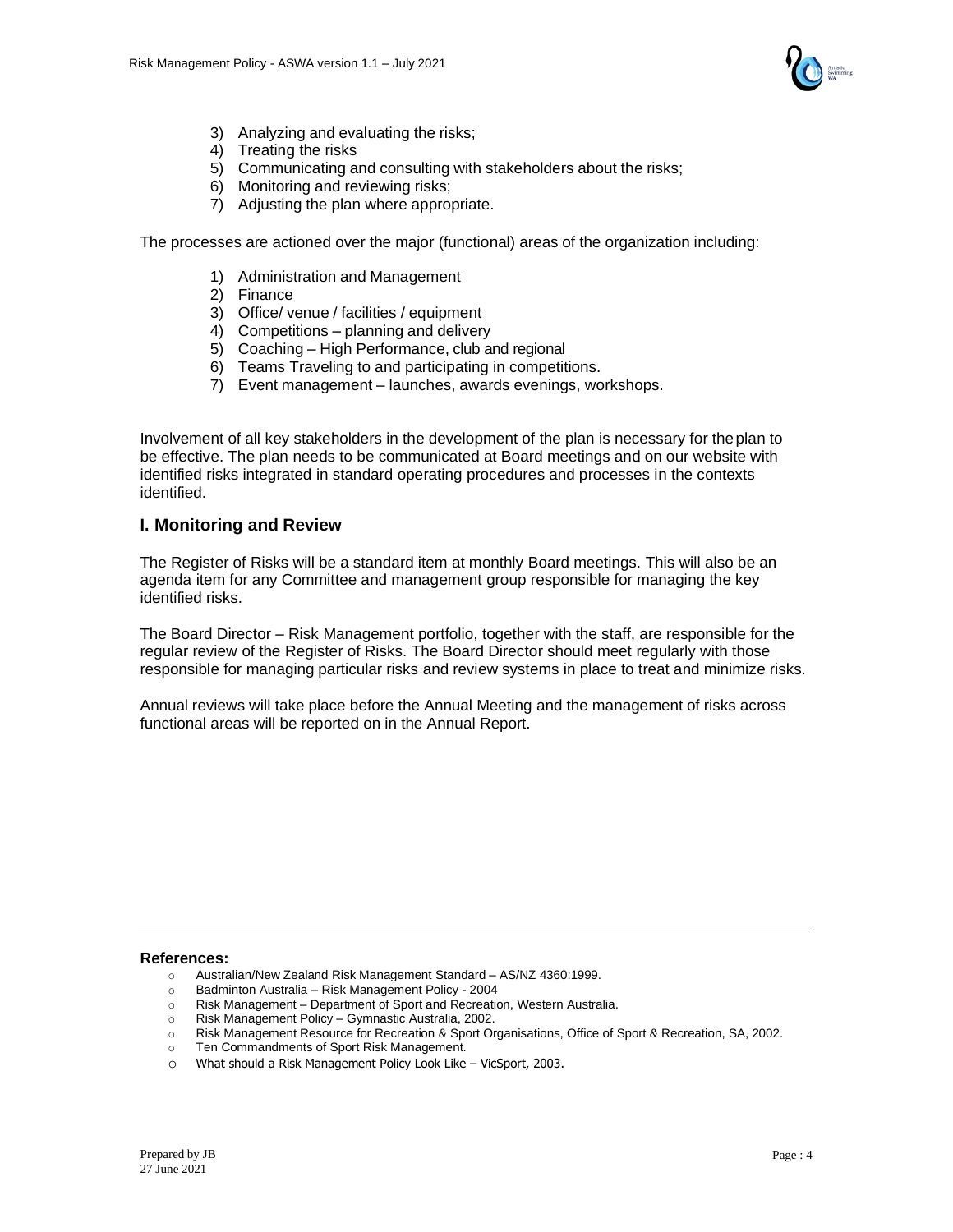3) Analyzing and evaluating the risks;
4) Treating the risks
5) Communicating and consulting with stakeholders about the risks;
6) Monitoring and reviewing risks;
7) Adjusting the plan where appropriate.

The processes are actioned over the major (functional) areas of the organization including:

1) Administration and Management
2) Finance
3) Office/ venue / facilities / equipment
4) Competitions – planning and delivery
5) Coaching – High Performance, club and regional
6) Teams Traveling to and participating in competitions.
7) Event management – launches, awards evenings, workshops.

Involvement of all key stakeholders in the development of the plan is necessary for the plan to be effective. The plan needs to be communicated at Board meetings and on our website with identified risks integrated in standard operating procedures and processes in the contexts identified.

## I. Monitoring and Review

The Register of Risks will be a standard item at monthly Board meetings. This will also be an agenda item for any Committee and management group responsible for managing the key identified risks.

The Board Director – Risk Management portfolio, together with the staff, are responsible for the regular review of the Register of Risks. The Board Director should meet regularly with those responsible for managing particular risks and review systems in place to treat and minimize risks.

Annual reviews will take place before the Annual Meeting and the management of risks across functional areas will be reported on in the Annual Report.

---

**References:**

- Australian/New Zealand Risk Management Standard – AS/NZ 4360:1999.
- Badminton Australia – Risk Management Policy - 2004
- Risk Management – Department of Sport and Recreation, Western Australia.
- Risk Management Policy – Gymnastic Australia, 2002.
- Risk Management Resource for Recreation & Sport Organisations, Office of Sport & Recreation, SA, 2002.
- Ten Commandments of Sport Risk Management.
- What should a Risk Management Policy Look Like – VicSport, 2003.

Prepared by JB
27 June 2021